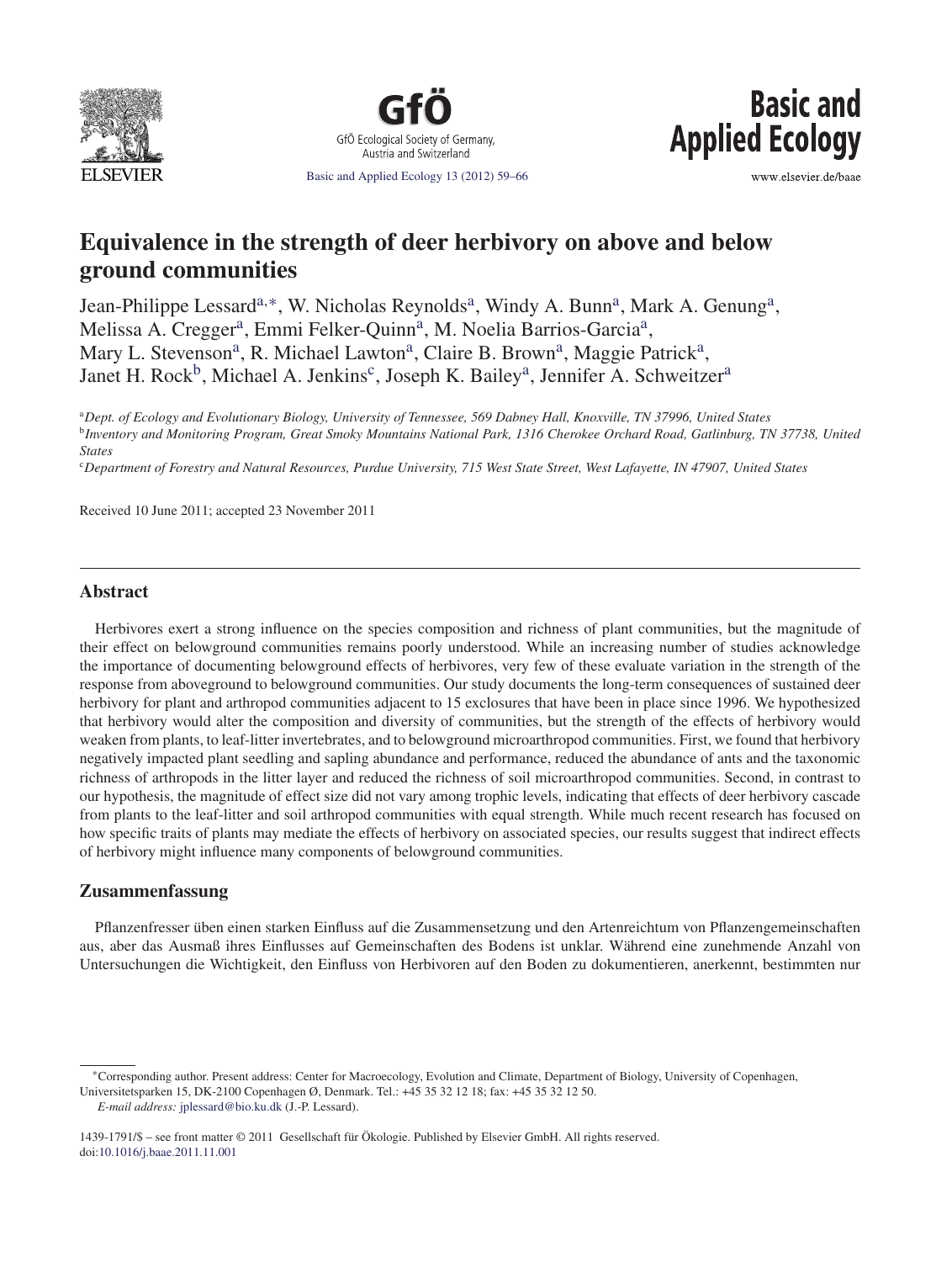# Equivalence in the strength of deer herbivory on above and below ground communities

Jean-Philippe Lessard[a,*], W. Nicholas Reynolds[a], Windy A. Bunn[a], Mark A. Genung[a], Melissa A. Cregger[a], Emmi Felker-Quinn[a], M. Noelia Barrios-Garcia[a], Mary L. Stevenson[a], R. Michael Lawton[a], Claire B. Brown[a], Maggie Patrick[a], Janet H. Rock[b], Michael A. Jenkins[c], Joseph K. Bailey[a], Jennifer A. Schweitzer[a]

[a]*Dept. of Ecology and Evolutionary Biology, University of Tennessee, 569 Dabney Hall, Knoxville, TN 37996, United States*
[b]*Inventory and Monitoring Program, Great Smoky Mountains National Park, 1316 Cherokee Orchard Road, Gatlinburg, TN 37738, United States*
[c]*Department of Forestry and Natural Resources, Purdue University, 715 West State Street, West Lafayette, IN 47907, United States*

Received 10 June 2011; accepted 23 November 2011

## Abstract

Herbivores exert a strong influence on the species composition and richness of plant communities, but the magnitude of their effect on belowground communities remains poorly understood. While an increasing number of studies acknowledge the importance of documenting belowground effects of herbivores, very few of these evaluate variation in the strength of the response from aboveground to belowground communities. Our study documents the long-term consequences of sustained deer herbivory for plant and arthropod communities adjacent to 15 exclosures that have been in place since 1996. We hypothesized that herbivory would alter the composition and diversity of communities, but the strength of the effects of herbivory would weaken from plants, to leaf-litter invertebrates, and to belowground microarthropod communities. First, we found that herbivory negatively impacted plant seedling and sapling abundance and performance, reduced the abundance of ants and the taxonomic richness of arthropods in the litter layer and reduced the richness of soil microarthropod communities. Second, in contrast to our hypothesis, the magnitude of effect size did not vary among trophic levels, indicating that effects of deer herbivory cascade from plants to the leaf-litter and soil arthropod communities with equal strength. While much recent research has focused on how specific traits of plants may mediate the effects of herbivory on associated species, our results suggest that indirect effects of herbivory might influence many components of belowground communities.

## Zusammenfassung

Pflanzenfresser üben einen starken Einfluss auf die Zusammensetzung und den Artenreichtum von Pflanzengemeinschaften aus, aber das Ausmaß ihres Einflusses auf Gemeinschaften des Bodens ist unklar. Während eine zunehmende Anzahl von Untersuchungen die Wichtigkeit, den Einfluss von Herbivoren auf den Boden zu dokumentieren, anerkennt, bestimmten nur

---

*Corresponding author. Present address: Center for Macroecology, Evolution and Climate, Department of Biology, University of Copenhagen, Universitetsparken 15, DK-2100 Copenhagen Ø, Denmark. Tel.: +45 35 32 12 18; fax: +45 35 32 12 50.
*E-mail address:* jplessard@bio.ku.dk (J.-P. Lessard).

1439-1791/$ – see front matter © 2011 Gesellschaft für Ökologie. Published by Elsevier GmbH. All rights reserved.
doi:10.1016/j.baae.2011.11.001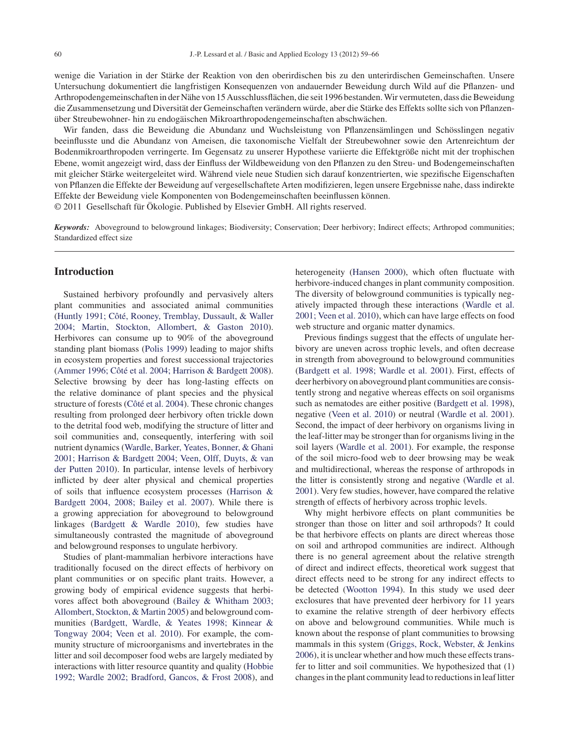wenige die Variation in der Stärke der Reaktion von den oberirdischen bis zu den unterirdischen Gemeinschaften. Unsere Untersuchung dokumentiert die langfristigen Konsequenzen von andauernder Beweidung durch Wild auf die Pflanzen- und Arthropodengemeinschaften in der Nähe von 15 Ausschlussflächen, die seit 1996 bestanden. Wir vermuteten, dass die Beweidung die Zusammensetzung und Diversität der Gemeinschaften verändern würde, aber die Stärke des Effekts sollte sich von Pflanzen- über Streubewohner- hin zu endogäischen Mikroarthropodengemeinschaften abschwächen.

Wir fanden, dass die Beweidung die Abundanz und Wuchsleistung von Pflanzensämlingen und Schösslingen negativ beeinflusste und die Abundanz von Ameisen, die taxonomische Vielfalt der Streubewohner sowie den Artenreichtum der Bodenmikroarthropoden verringerte. Im Gegensatz zu unserer Hypothese variierte die Effektgröße nicht mit der trophischen Ebene, womit angezeigt wird, dass der Einfluss der Wildbeweidung von den Pflanzen zu den Streu- und Bodengemeinschaften mit gleicher Stärke weitergeleitet wird. Während viele neue Studien sich darauf konzentrierten, wie spezifische Eigenschaften von Pflanzen die Effekte der Beweidung auf vergesellschaftete Arten modifizieren, legen unsere Ergebnisse nahe, dass indirekte Effekte der Beweidung viele Komponenten von Bodengemeinschaften beeinflussen können.

© 2011 Gesellschaft für Ökologie. Published by Elsevier GmbH. All rights reserved.

***Keywords:*** Aboveground to belowground linkages; Biodiversity; Conservation; Deer herbivory; Indirect effects; Arthropod communities; Standardized effect size

## Introduction

Sustained herbivory profoundly and pervasively alters plant communities and associated animal communities (Huntly 1991; Côté, Rooney, Tremblay, Dussault, & Waller 2004; Martin, Stockton, Allombert, & Gaston 2010). Herbivores can consume up to 90% of the aboveground standing plant biomass (Polis 1999) leading to major shifts in ecosystem properties and forest successional trajectories (Ammer 1996; Côté et al. 2004; Harrison & Bardgett 2008). Selective browsing by deer has long-lasting effects on the relative dominance of plant species and the physical structure of forests (Côté et al. 2004). These chronic changes resulting from prolonged deer herbivory often trickle down to the detrital food web, modifying the structure of litter and soil communities and, consequently, interfering with soil nutrient dynamics (Wardle, Barker, Yeates, Bonner, & Ghani 2001; Harrison & Bardgett 2004; Veen, Olff, Duyts, & van der Putten 2010). In particular, intense levels of herbivory inflicted by deer alter physical and chemical properties of soils that influence ecosystem processes (Harrison & Bardgett 2004, 2008; Bailey et al. 2007). While there is a growing appreciation for aboveground to belowground linkages (Bardgett & Wardle 2010), few studies have simultaneously contrasted the magnitude of aboveground and belowground responses to ungulate herbivory.

Studies of plant-mammalian herbivore interactions have traditionally focused on the direct effects of herbivory on plant communities or on specific plant traits. However, a growing body of empirical evidence suggests that herbivores affect both aboveground (Bailey & Whitham 2003; Allombert, Stockton, & Martin 2005) and belowground communities (Bardgett, Wardle, & Yeates 1998; Kinnear & Tongway 2004; Veen et al. 2010). For example, the community structure of microorganisms and invertebrates in the litter and soil decomposer food webs are largely mediated by interactions with litter resource quantity and quality (Hobbie 1992; Wardle 2002; Bradford, Gancos, & Frost 2008), and heterogeneity (Hansen 2000), which often fluctuate with herbivore-induced changes in plant community composition. The diversity of belowground communities is typically negatively impacted through these interactions (Wardle et al. 2001; Veen et al. 2010), which can have large effects on food web structure and organic matter dynamics.

Previous findings suggest that the effects of ungulate herbivory are uneven across trophic levels, and often decrease in strength from aboveground to belowground communities (Bardgett et al. 1998; Wardle et al. 2001). First, effects of deer herbivory on aboveground plant communities are consistently strong and negative whereas effects on soil organisms such as nematodes are either positive (Bardgett et al. 1998), negative (Veen et al. 2010) or neutral (Wardle et al. 2001). Second, the impact of deer herbivory on organisms living in the leaf-litter may be stronger than for organisms living in the soil layers (Wardle et al. 2001). For example, the response of the soil micro-food web to deer browsing may be weak and multidirectional, whereas the response of arthropods in the litter is consistently strong and negative (Wardle et al. 2001). Very few studies, however, have compared the relative strength of effects of herbivory across trophic levels.

Why might herbivore effects on plant communities be stronger than those on litter and soil arthropods? It could be that herbivore effects on plants are direct whereas those on soil and arthropod communities are indirect. Although there is no general agreement about the relative strength of direct and indirect effects, theoretical work suggest that direct effects need to be strong for any indirect effects to be detected (Wootton 1994). In this study we used deer exclosures that have prevented deer herbivory for 11 years to examine the relative strength of deer herbivory effects on above and belowground communities. While much is known about the response of plant communities to browsing mammals in this system (Griggs, Rock, Webster, & Jenkins 2006), it is unclear whether and how much these effects transfer to litter and soil communities. We hypothesized that (1) changes in the plant community lead to reductions in leaf litter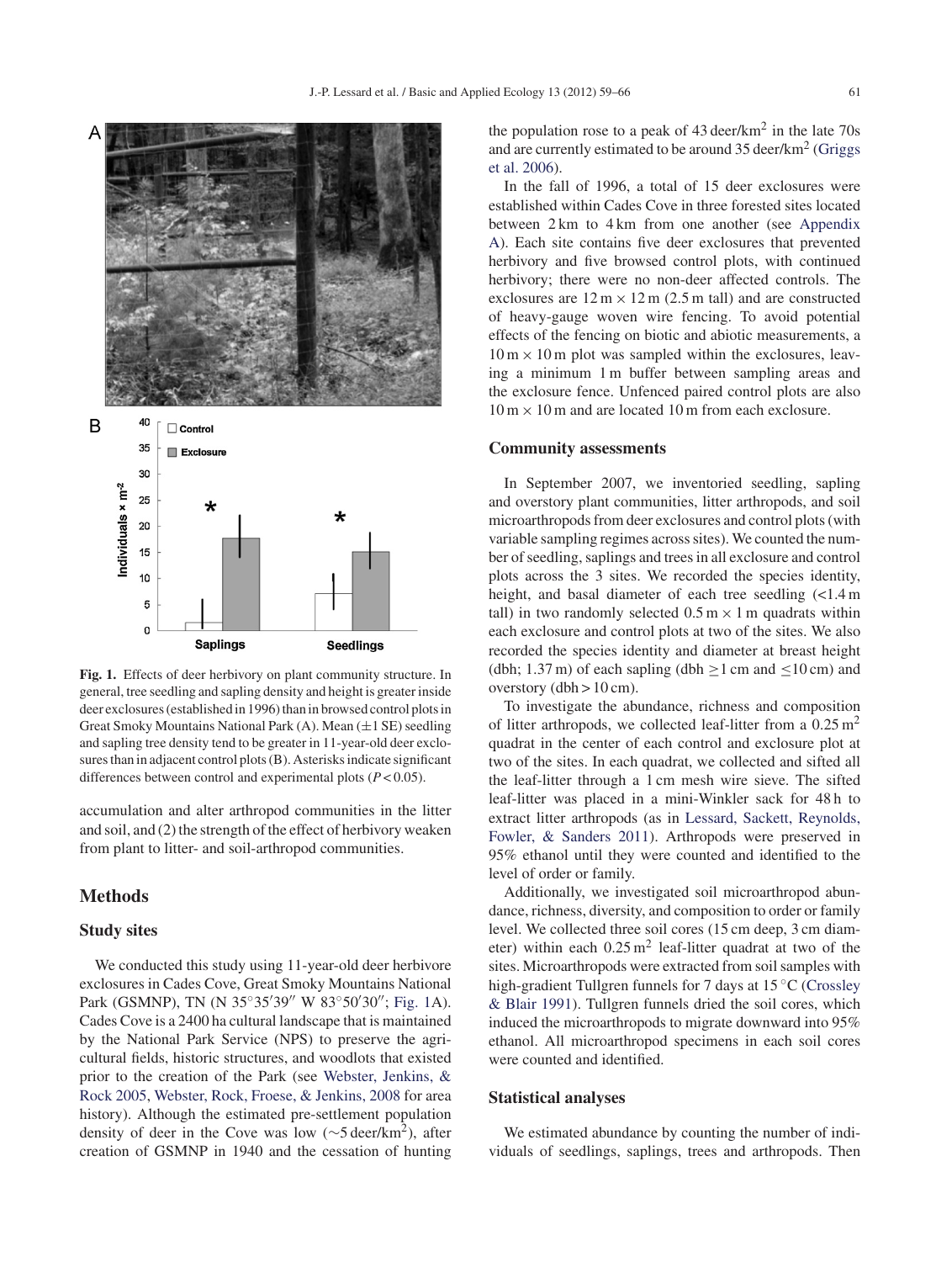Fig. 1. Effects of deer herbivory on plant community structure. In general, tree seedling and sapling density and height is greater inside deer exclosures (established in 1996) than in browsed control plots in Great Smoky Mountains National Park (A). Mean (±1 SE) seedling and sapling tree density tend to be greater in 11-year-old deer exclosures than in adjacent control plots (B). Asterisks indicate significant differences between control and experimental plots ($P < 0.05$).

accumulation and alter arthropod communities in the litter and soil, and (2) the strength of the effect of herbivory weaken from plant to litter- and soil-arthropod communities.

## Methods

### Study sites

We conducted this study using 11-year-old deer herbivore exclosures in Cades Cove, Great Smoky Mountains National Park (GSMNP), TN (N 35°35′39″ W 83°50′30″; Fig. 1A). Cades Cove is a 2400 ha cultural landscape that is maintained by the National Park Service (NPS) to preserve the agricultural fields, historic structures, and woodlots that existed prior to the creation of the Park (see Webster, Jenkins, & Rock 2005, Webster, Rock, Froese, & Jenkins, 2008 for area history). Although the estimated pre-settlement population density of deer in the Cove was low (~5 deer/km$^2$), after creation of GSMNP in 1940 and the cessation of hunting the population rose to a peak of 43 deer/km$^2$ in the late 70s and are currently estimated to be around 35 deer/km$^2$ (Griggs et al. 2006).

In the fall of 1996, a total of 15 deer exclosures were established within Cades Cove in three forested sites located between 2 km to 4 km from one another (see Appendix A). Each site contains five deer exclosures that prevented herbivory and five browsed control plots, with continued herbivory; there were no non-deer affected controls. The exclosures are 12 m × 12 m (2.5 m tall) and are constructed of heavy-gauge woven wire fencing. To avoid potential effects of the fencing on biotic and abiotic measurements, a 10 m × 10 m plot was sampled within the exclosures, leaving a minimum 1 m buffer between sampling areas and the exclosure fence. Unfenced paired control plots are also 10 m × 10 m and are located 10 m from each exclosure.

### Community assessments

In September 2007, we inventoried seedling, sapling and overstory plant communities, litter arthropods, and soil microarthropods from deer exclosures and control plots (with variable sampling regimes across sites). We counted the number of seedling, saplings and trees in all exclosure and control plots across the 3 sites. We recorded the species identity, height, and basal diameter of each tree seedling (<1.4 m tall) in two randomly selected 0.5 m × 1 m quadrats within each exclosure and control plots at two of the sites. We also recorded the species identity and diameter at breast height (dbh; 1.37 m) of each sapling (dbh ≥1 cm and ≤10 cm) and overstory (dbh > 10 cm).

To investigate the abundance, richness and composition of litter arthropods, we collected leaf-litter from a 0.25 m$^2$ quadrat in the center of each control and exclosure plot at two of the sites. In each quadrat, we collected and sifted all the leaf-litter through a 1 cm mesh wire sieve. The sifted leaf-litter was placed in a mini-Winkler sack for 48 h to extract litter arthropods (as in Lessard, Sackett, Reynolds, Fowler, & Sanders 2011). Arthropods were preserved in 95% ethanol until they were counted and identified to the level of order or family.

Additionally, we investigated soil microarthropod abundance, richness, diversity, and composition to order or family level. We collected three soil cores (15 cm deep, 3 cm diameter) within each 0.25 m$^2$ leaf-litter quadrat at two of the sites. Microarthropods were extracted from soil samples with high-gradient Tullgren funnels for 7 days at 15 °C (Crossley & Blair 1991). Tullgren funnels dried the soil cores, which induced the microarthropods to migrate downward into 95% ethanol. All microarthropod specimens in each soil cores were counted and identified.

### Statistical analyses

We estimated abundance by counting the number of individuals of seedlings, saplings, trees and arthropods. Then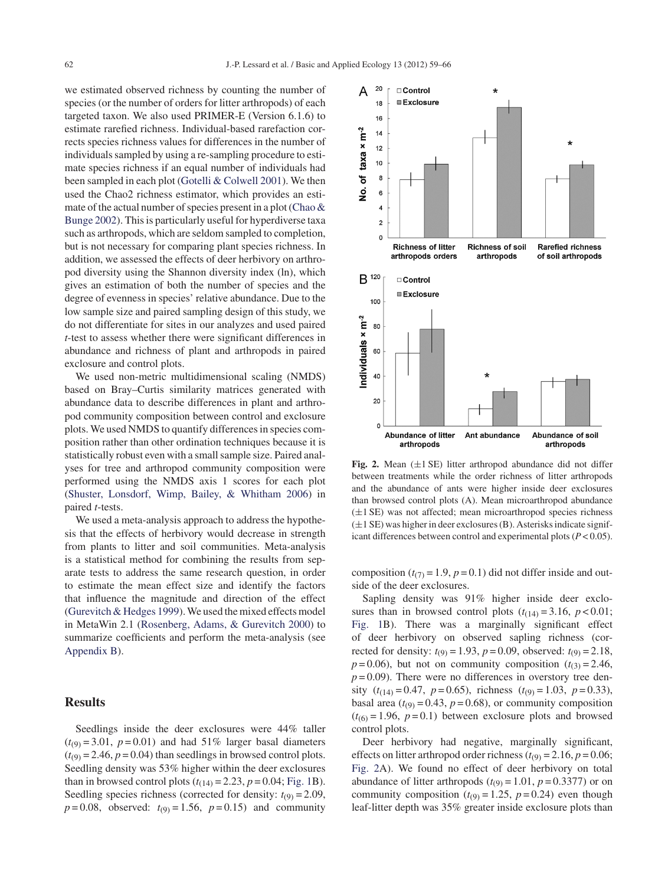we estimated observed richness by counting the number of species (or the number of orders for litter arthropods) of each targeted taxon. We also used PRIMER-E (Version 6.1.6) to estimate rarefied richness. Individual-based rarefaction corrects species richness values for differences in the number of individuals sampled by using a re-sampling procedure to estimate species richness if an equal number of individuals had been sampled in each plot (Gotelli & Colwell 2001). We then used the Chao2 richness estimator, which provides an estimate of the actual number of species present in a plot (Chao & Bunge 2002). This is particularly useful for hyperdiverse taxa such as arthropods, which are seldom sampled to completion, but is not necessary for comparing plant species richness. In addition, we assessed the effects of deer herbivory on arthropod diversity using the Shannon diversity index (ln), which gives an estimation of both the number of species and the degree of evenness in species' relative abundance. Due to the low sample size and paired sampling design of this study, we do not differentiate for sites in our analyzes and used paired *t*-test to assess whether there were significant differences in abundance and richness of plant and arthropods in paired exclosure and control plots.

We used non-metric multidimensional scaling (NMDS) based on Bray–Curtis similarity matrices generated with abundance data to describe differences in plant and arthropod community composition between control and exclosure plots. We used NMDS to quantify differences in species composition rather than other ordination techniques because it is statistically robust even with a small sample size. Paired analyses for tree and arthropod community composition were performed using the NMDS axis 1 scores for each plot (Shuster, Lonsdorf, Wimp, Bailey, & Whitham 2006) in paired *t*-tests.

We used a meta-analysis approach to address the hypothesis that the effects of herbivory would decrease in strength from plants to litter and soil communities. Meta-analysis is a statistical method for combining the results from separate tests to address the same research question, in order to estimate the mean effect size and identify the factors that influence the magnitude and direction of the effect (Gurevitch & Hedges 1999). We used the mixed effects model in MetaWin 2.1 (Rosenberg, Adams, & Gurevitch 2000) to summarize coefficients and perform the meta-analysis (see Appendix B).

## Results

Seedlings inside the deer exclosures were 44% taller ($t_{(9)} = 3.01$, $p = 0.01$) and had 51% larger basal diameters ($t_{(9)} = 2.46$, $p = 0.04$) than seedlings in browsed control plots. Seedling density was 53% higher within the deer exclosures than in browsed control plots ($t_{(14)} = 2.23$, $p = 0.04$; Fig. 1B). Seedling species richness (corrected for density: $t_{(9)} = 2.09$, $p = 0.08$, observed: $t_{(9)} = 1.56$, $p = 0.15$) and community composition ($t_{(7)} = 1.9$, $p = 0.1$) did not differ inside and outside of the deer exclosures.

Sapling density was 91% higher inside deer exclosures than in browsed control plots ($t_{(14)} = 3.16$, $p < 0.01$; Fig. 1B). There was a marginally significant effect of deer herbivory on observed sapling richness (corrected for density: $t_{(9)} = 1.93$, $p = 0.09$, observed: $t_{(9)} = 2.18$, $p = 0.06$), but not on community composition ($t_{(3)} = 2.46$, $p = 0.09$). There were no differences in overstory tree density ($t_{(14)} = 0.47$, $p = 0.65$), richness ($t_{(9)} = 1.03$, $p = 0.33$), basal area ($t_{(9)} = 0.43$, $p = 0.68$), or community composition ($t_{(6)} = 1.96$, $p = 0.1$) between exclosure plots and browsed control plots.

Deer herbivory had negative, marginally significant, effects on litter arthropod order richness ($t_{(9)} = 2.16$, $p = 0.06$; Fig. 2A). We found no effect of deer herbivory on total abundance of litter arthropods ($t_{(9)} = 1.01$, $p = 0.3377$) or on community composition ($t_{(9)} = 1.25$, $p = 0.24$) even though leaf-litter depth was 35% greater inside exclosure plots than

**Fig. 2.** Mean (±1 SE) litter arthropod abundance did not differ between treatments while the order richness of litter arthropods and the abundance of ants were higher inside deer exclosures than browsed control plots (A). Mean microarthropod abundance (±1 SE) was not affected; mean microarthropod species richness (±1 SE) was higher in deer exclosures (B). Asterisks indicate significant differences between control and experimental plots ($P < 0.05$).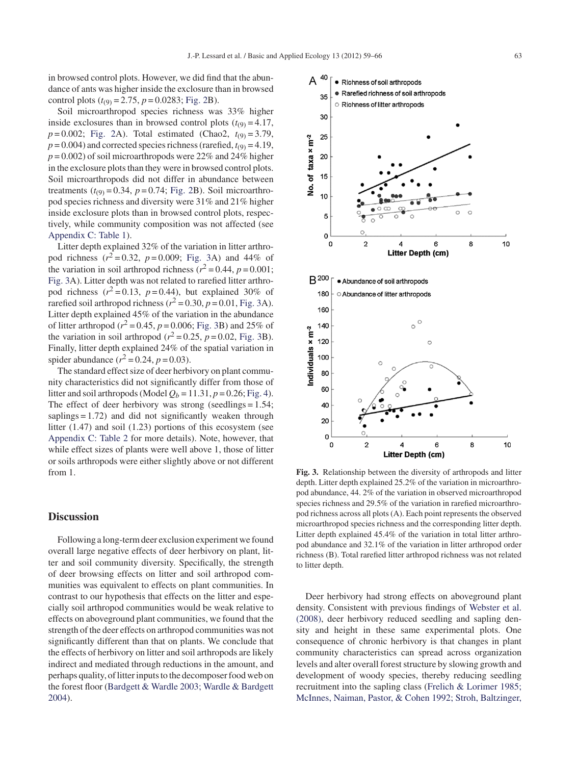in browsed control plots. However, we did find that the abundance of ants was higher inside the exclosure than in browsed control plots ($t_{(9)} = 2.75$, $p = 0.0283$; Fig. 2B).

Soil microarthropod species richness was 33% higher inside exclosures than in browsed control plots ($t_{(9)} = 4.17$, $p = 0.002$; Fig. 2A). Total estimated (Chao2, $t_{(9)} = 3.79$, $p = 0.004$) and corrected species richness (rarefied, $t_{(9)} = 4.19$, $p = 0.002$) of soil microarthropods were 22% and 24% higher in the exclosure plots than they were in browsed control plots. Soil microarthropods did not differ in abundance between treatments ($t_{(9)} = 0.34$, $p = 0.74$; Fig. 2B). Soil microarthropod species richness and diversity were 31% and 21% higher inside exclosure plots than in browsed control plots, respectively, while community composition was not affected (see Appendix C: Table 1).

Litter depth explained 32% of the variation in litter arthropod richness ($r^2 = 0.32$, $p = 0.009$; Fig. 3A) and 44% of the variation in soil arthropod richness ($r^2 = 0.44$, $p = 0.001$; Fig. 3A). Litter depth was not related to rarefied litter arthropod richness ($r^2 = 0.13$, $p = 0.44$), but explained 30% of rarefied soil arthropod richness ($r^2 = 0.30$, $p = 0.01$, Fig. 3A). Litter depth explained 45% of the variation in the abundance of litter arthropod ($r^2 = 0.45$, $p = 0.006$; Fig. 3B) and 25% of the variation in soil arthropod ($r^2 = 0.25$, $p = 0.02$, Fig. 3B). Finally, litter depth explained 24% of the spatial variation in spider abundance ($r^2 = 0.24$, $p = 0.03$).

The standard effect size of deer herbivory on plant community characteristics did not significantly differ from those of litter and soil arthropods (Model $Q_b = 11.31$, $p = 0.26$; Fig. 4). The effect of deer herbivory was strong (seedlings = 1.54; saplings = 1.72) and did not significantly weaken through litter (1.47) and soil (1.23) portions of this ecosystem (see Appendix C: Table 2 for more details). Note, however, that while effect sizes of plants were well above 1, those of litter or soils arthropods were either slightly above or not different from 1.

## Discussion

Following a long-term deer exclusion experiment we found overall large negative effects of deer herbivory on plant, litter and soil community diversity. Specifically, the strength of deer browsing effects on litter and soil arthropod communities was equivalent to effects on plant communities. In contrast to our hypothesis that effects on the litter and especially soil arthropod communities would be weak relative to effects on aboveground plant communities, we found that the strength of the deer effects on arthropod communities was not significantly different than that on plants. We conclude that the effects of herbivory on litter and soil arthropods are likely indirect and mediated through reductions in the amount, and perhaps quality, of litter inputs to the decomposer food web on the forest floor (Bardgett & Wardle 2003; Wardle & Bardgett 2004).

**Fig. 3.** Relationship between the diversity of arthropods and litter depth. Litter depth explained 25.2% of the variation in microarthropod abundance, 44. 2% of the variation in observed microarthropod species richness and 29.5% of the variation in rarefied microarthropod richness across all plots (A). Each point represents the observed microarthropod species richness and the corresponding litter depth. Litter depth explained 45.4% of the variation in total litter arthropod abundance and 32.1% of the variation in litter arthropod order richness (B). Total rarefied litter arthropod richness was not related to litter depth.

Deer herbivory had strong effects on aboveground plant density. Consistent with previous findings of Webster et al. (2008), deer herbivory reduced seedling and sapling density and height in these same experimental plots. One consequence of chronic herbivory is that changes in plant community characteristics can spread across organization levels and alter overall forest structure by slowing growth and development of woody species, thereby reducing seedling recruitment into the sapling class (Frelich & Lorimer 1985; McInnes, Naiman, Pastor, & Cohen 1992; Stroh, Baltzinger,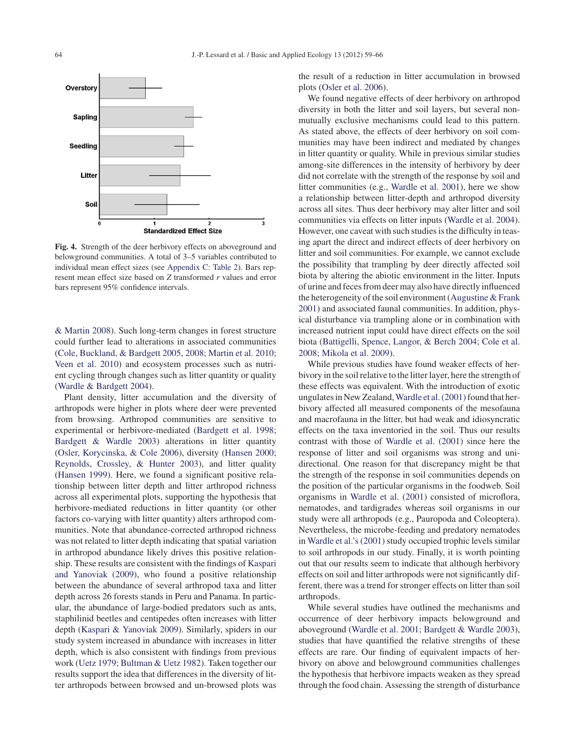**Fig. 4.** Strength of the deer herbivory effects on aboveground and belowground communities. A total of 3–5 variables contributed to individual mean effect sizes (see Appendix C: Table 2). Bars represent mean effect size based on $Z$ transformed $r$ values and error bars represent 95% confidence intervals.

& Martin 2008). Such long-term changes in forest structure could further lead to alterations in associated communities (Cole, Buckland, & Bardgett 2005, 2008; Martin et al. 2010; Veen et al. 2010) and ecosystem processes such as nutrient cycling through changes such as litter quantity or quality (Wardle & Bardgett 2004).

Plant density, litter accumulation and the diversity of arthropods were higher in plots where deer were prevented from browsing. Arthropod communities are sensitive to experimental or herbivore-mediated (Bardgett et al. 1998; Bardgett & Wardle 2003) alterations in litter quantity (Osler, Korycinska, & Cole 2006), diversity (Hansen 2000; Reynolds, Crossley, & Hunter 2003), and litter quality (Hansen 1999). Here, we found a significant positive relationship between litter depth and litter arthropod richness across all experimental plots, supporting the hypothesis that herbivore-mediated reductions in litter quantity (or other factors co-varying with litter quantity) alters arthropod communities. Note that abundance-corrected arthropod richness was not related to litter depth indicating that spatial variation in arthropod abundance likely drives this positive relationship. These results are consistent with the findings of Kaspari and Yanoviak (2009), who found a positive relationship between the abundance of several arthropod taxa and litter depth across 26 forests stands in Peru and Panama. In particular, the abundance of large-bodied predators such as ants, staphilinid beetles and centipedes often increases with litter depth (Kaspari & Yanoviak 2009). Similarly, spiders in our study system increased in abundance with increases in litter depth, which is also consistent with findings from previous work (Uetz 1979; Bultman & Uetz 1982). Taken together our results support the idea that differences in the diversity of litter arthropods between browsed and un-browsed plots was the result of a reduction in litter accumulation in browsed plots (Osler et al. 2006).

We found negative effects of deer herbivory on arthropod diversity in both the litter and soil layers, but several non-mutually exclusive mechanisms could lead to this pattern. As stated above, the effects of deer herbivory on soil communities may have been indirect and mediated by changes in litter quantity or quality. While in previous similar studies among-site differences in the intensity of herbivory by deer did not correlate with the strength of the response by soil and litter communities (e.g., Wardle et al. 2001), here we show a relationship between litter-depth and arthropod diversity across all sites. Thus deer herbivory may alter litter and soil communities via effects on litter inputs (Wardle et al. 2004). However, one caveat with such studies is the difficulty in teasing apart the direct and indirect effects of deer herbivory on litter and soil communities. For example, we cannot exclude the possibility that trampling by deer directly affected soil biota by altering the abiotic environment in the litter. Inputs of urine and feces from deer may also have directly influenced the heterogeneity of the soil environment (Augustine & Frank 2001) and associated faunal communities. In addition, physical disturbance via trampling alone or in combination with increased nutrient input could have direct effects on the soil biota (Battigelli, Spence, Langor, & Berch 2004; Cole et al. 2008; Mikola et al. 2009).

While previous studies have found weaker effects of herbivory in the soil relative to the litter layer, here the strength of these effects was equivalent. With the introduction of exotic ungulates in New Zealand, Wardle et al. (2001) found that herbivory affected all measured components of the mesofauna and macrofauna in the litter, but had weak and idiosyncratic effects on the taxa inventoried in the soil. Thus our results contrast with those of Wardle et al. (2001) since here the response of litter and soil organisms was strong and unidirectional. One reason for that discrepancy might be that the strength of the response in soil communities depends on the position of the particular organisms in the foodweb. Soil organisms in Wardle et al. (2001) consisted of microflora, nematodes, and tardigrades whereas soil organisms in our study were all arthropods (e.g., Pauropoda and Coleoptera). Nevertheless, the microbe-feeding and predatory nematodes in Wardle et al.'s (2001) study occupied trophic levels similar to soil arthropods in our study. Finally, it is worth pointing out that our results seem to indicate that although herbivory effects on soil and litter arthropods were not significantly different, there was a trend for stronger effects on litter than soil arthropods.

While several studies have outlined the mechanisms and occurrence of deer herbivory impacts belowground and aboveground (Wardle et al. 2001; Bardgett & Wardle 2003), studies that have quantified the relative strengths of these effects are rare. Our finding of equivalent impacts of herbivory on above and belowground communities challenges the hypothesis that herbivore impacts weaken as they spread through the food chain. Assessing the strength of disturbance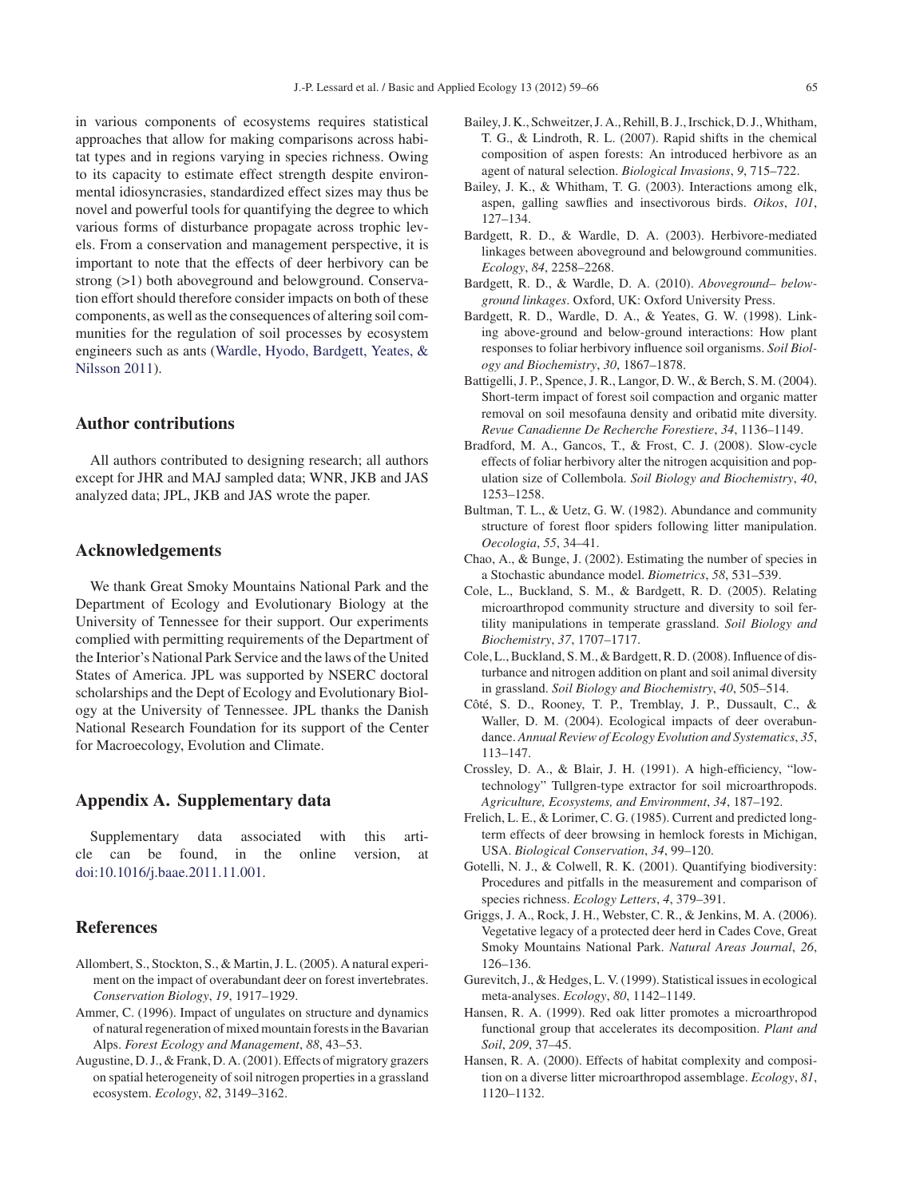in various components of ecosystems requires statistical approaches that allow for making comparisons across habitat types and in regions varying in species richness. Owing to its capacity to estimate effect strength despite environmental idiosyncrasies, standardized effect sizes may thus be novel and powerful tools for quantifying the degree to which various forms of disturbance propagate across trophic levels. From a conservation and management perspective, it is important to note that the effects of deer herbivory can be strong (>1) both aboveground and belowground. Conservation effort should therefore consider impacts on both of these components, as well as the consequences of altering soil communities for the regulation of soil processes by ecosystem engineers such as ants (Wardle, Hyodo, Bardgett, Yeates, & Nilsson 2011).

## Author contributions

All authors contributed to designing research; all authors except for JHR and MAJ sampled data; WNR, JKB and JAS analyzed data; JPL, JKB and JAS wrote the paper.

## Acknowledgements

We thank Great Smoky Mountains National Park and the Department of Ecology and Evolutionary Biology at the University of Tennessee for their support. Our experiments complied with permitting requirements of the Department of the Interior's National Park Service and the laws of the United States of America. JPL was supported by NSERC doctoral scholarships and the Dept of Ecology and Evolutionary Biology at the University of Tennessee. JPL thanks the Danish National Research Foundation for its support of the Center for Macroecology, Evolution and Climate.

## Appendix A. Supplementary data

Supplementary data associated with this article can be found, in the online version, at doi:10.1016/j.baae.2011.11.001.

## References

Allombert, S., Stockton, S., & Martin, J. L. (2005). A natural experiment on the impact of overabundant deer on forest invertebrates. *Conservation Biology*, *19*, 1917–1929.

Ammer, C. (1996). Impact of ungulates on structure and dynamics of natural regeneration of mixed mountain forests in the Bavarian Alps. *Forest Ecology and Management*, *88*, 43–53.

Augustine, D. J., & Frank, D. A. (2001). Effects of migratory grazers on spatial heterogeneity of soil nitrogen properties in a grassland ecosystem. *Ecology*, *82*, 3149–3162.

Bailey, J. K., Schweitzer, J. A., Rehill, B. J., Irschick, D. J., Whitham, T. G., & Lindroth, R. L. (2007). Rapid shifts in the chemical composition of aspen forests: An introduced herbivore as an agent of natural selection. *Biological Invasions*, *9*, 715–722.

Bailey, J. K., & Whitham, T. G. (2003). Interactions among elk, aspen, galling sawflies and insectivorous birds. *Oikos*, *101*, 127–134.

Bardgett, R. D., & Wardle, D. A. (2003). Herbivore-mediated linkages between aboveground and belowground communities. *Ecology*, *84*, 2258–2268.

Bardgett, R. D., & Wardle, D. A. (2010). *Aboveground– belowground linkages*. Oxford, UK: Oxford University Press.

Bardgett, R. D., Wardle, D. A., & Yeates, G. W. (1998). Linking above-ground and below-ground interactions: How plant responses to foliar herbivory influence soil organisms. *Soil Biology and Biochemistry*, *30*, 1867–1878.

Battigelli, J. P., Spence, J. R., Langor, D. W., & Berch, S. M. (2004). Short-term impact of forest soil compaction and organic matter removal on soil mesofauna density and oribatid mite diversity. *Revue Canadienne De Recherche Forestiere*, *34*, 1136–1149.

Bradford, M. A., Gancos, T., & Frost, C. J. (2008). Slow-cycle effects of foliar herbivory alter the nitrogen acquisition and population size of Collembola. *Soil Biology and Biochemistry*, *40*, 1253–1258.

Bultman, T. L., & Uetz, G. W. (1982). Abundance and community structure of forest floor spiders following litter manipulation. *Oecologia*, *55*, 34–41.

Chao, A., & Bunge, J. (2002). Estimating the number of species in a Stochastic abundance model. *Biometrics*, *58*, 531–539.

Cole, L., Buckland, S. M., & Bardgett, R. D. (2005). Relating microarthropod community structure and diversity to soil fertility manipulations in temperate grassland. *Soil Biology and Biochemistry*, *37*, 1707–1717.

Cole, L., Buckland, S. M., & Bardgett, R. D. (2008). Influence of disturbance and nitrogen addition on plant and soil animal diversity in grassland. *Soil Biology and Biochemistry*, *40*, 505–514.

Côté, S. D., Rooney, T. P., Tremblay, J. P., Dussault, C., & Waller, D. M. (2004). Ecological impacts of deer overabundance. *Annual Review of Ecology Evolution and Systematics*, *35*, 113–147.

Crossley, D. A., & Blair, J. H. (1991). A high-efficiency, "low-technology" Tullgren-type extractor for soil microarthropods. *Agriculture, Ecosystems, and Environment*, *34*, 187–192.

Frelich, L. E., & Lorimer, C. G. (1985). Current and predicted long-term effects of deer browsing in hemlock forests in Michigan, USA. *Biological Conservation*, *34*, 99–120.

Gotelli, N. J., & Colwell, R. K. (2001). Quantifying biodiversity: Procedures and pitfalls in the measurement and comparison of species richness. *Ecology Letters*, *4*, 379–391.

Griggs, J. A., Rock, J. H., Webster, C. R., & Jenkins, M. A. (2006). Vegetative legacy of a protected deer herd in Cades Cove, Great Smoky Mountains National Park. *Natural Areas Journal*, *26*, 126–136.

Gurevitch, J., & Hedges, L. V. (1999). Statistical issues in ecological meta-analyses. *Ecology*, *80*, 1142–1149.

Hansen, R. A. (1999). Red oak litter promotes a microarthropod functional group that accelerates its decomposition. *Plant and Soil*, *209*, 37–45.

Hansen, R. A. (2000). Effects of habitat complexity and composition on a diverse litter microarthropod assemblage. *Ecology*, *81*, 1120–1132.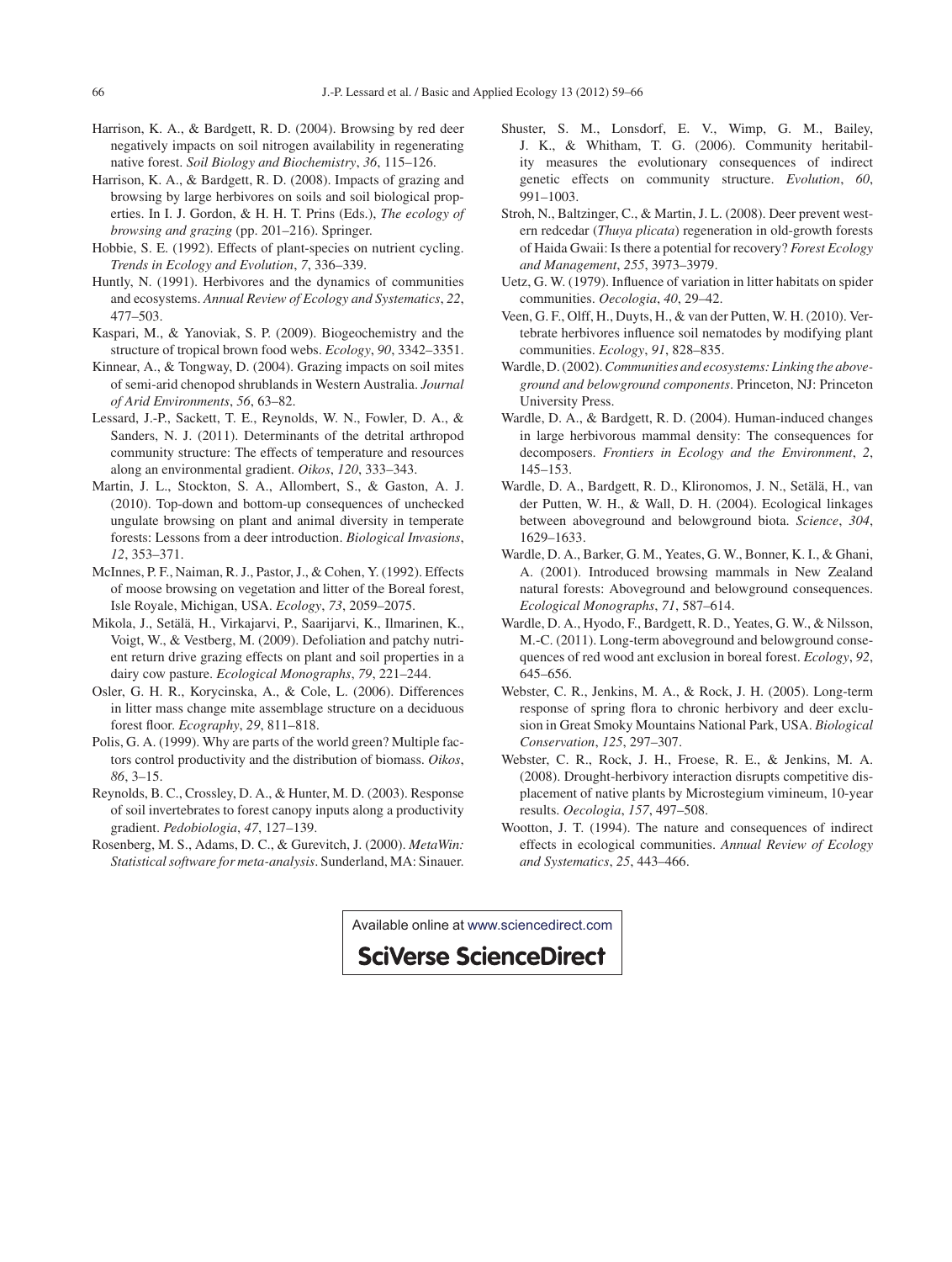Harrison, K. A., & Bardgett, R. D. (2004). Browsing by red deer negatively impacts on soil nitrogen availability in regenerating native forest. *Soil Biology and Biochemistry*, *36*, 115–126.

Harrison, K. A., & Bardgett, R. D. (2008). Impacts of grazing and browsing by large herbivores on soils and soil biological properties. In I. J. Gordon, & H. H. T. Prins (Eds.), *The ecology of browsing and grazing* (pp. 201–216). Springer.

Hobbie, S. E. (1992). Effects of plant-species on nutrient cycling. *Trends in Ecology and Evolution*, *7*, 336–339.

Huntly, N. (1991). Herbivores and the dynamics of communities and ecosystems. *Annual Review of Ecology and Systematics*, *22*, 477–503.

Kaspari, M., & Yanoviak, S. P. (2009). Biogeochemistry and the structure of tropical brown food webs. *Ecology*, *90*, 3342–3351.

Kinnear, A., & Tongway, D. (2004). Grazing impacts on soil mites of semi-arid chenopod shrublands in Western Australia. *Journal of Arid Environments*, *56*, 63–82.

Lessard, J.-P., Sackett, T. E., Reynolds, W. N., Fowler, D. A., & Sanders, N. J. (2011). Determinants of the detrital arthropod community structure: The effects of temperature and resources along an environmental gradient. *Oikos*, *120*, 333–343.

Martin, J. L., Stockton, S. A., Allombert, S., & Gaston, A. J. (2010). Top-down and bottom-up consequences of unchecked ungulate browsing on plant and animal diversity in temperate forests: Lessons from a deer introduction. *Biological Invasions*, *12*, 353–371.

McInnes, P. F., Naiman, R. J., Pastor, J., & Cohen, Y. (1992). Effects of moose browsing on vegetation and litter of the Boreal forest, Isle Royale, Michigan, USA. *Ecology*, *73*, 2059–2075.

Mikola, J., Setälä, H., Virkajarvi, P., Saarijarvi, K., Ilmarinen, K., Voigt, W., & Vestberg, M. (2009). Defoliation and patchy nutrient return drive grazing effects on plant and soil properties in a dairy cow pasture. *Ecological Monographs*, *79*, 221–244.

Osler, G. H. R., Korycinska, A., & Cole, L. (2006). Differences in litter mass change mite assemblage structure on a deciduous forest floor. *Ecography*, *29*, 811–818.

Polis, G. A. (1999). Why are parts of the world green? Multiple factors control productivity and the distribution of biomass. *Oikos*, *86*, 3–15.

Reynolds, B. C., Crossley, D. A., & Hunter, M. D. (2003). Response of soil invertebrates to forest canopy inputs along a productivity gradient. *Pedobiologia*, *47*, 127–139.

Rosenberg, M. S., Adams, D. C., & Gurevitch, J. (2000). *MetaWin: Statistical software for meta-analysis*. Sunderland, MA: Sinauer.

Shuster, S. M., Lonsdorf, E. V., Wimp, G. M., Bailey, J. K., & Whitham, T. G. (2006). Community heritability measures the evolutionary consequences of indirect genetic effects on community structure. *Evolution*, *60*, 991–1003.

Stroh, N., Baltzinger, C., & Martin, J. L. (2008). Deer prevent western redcedar (*Thuya plicata*) regeneration in old-growth forests of Haida Gwaii: Is there a potential for recovery? *Forest Ecology and Management*, *255*, 3973–3979.

Uetz, G. W. (1979). Influence of variation in litter habitats on spider communities. *Oecologia*, *40*, 29–42.

Veen, G. F., Olff, H., Duyts, H., & van der Putten, W. H. (2010). Vertebrate herbivores influence soil nematodes by modifying plant communities. *Ecology*, *91*, 828–835.

Wardle, D. (2002). *Communities and ecosystems: Linking the aboveground and belowground components*. Princeton, NJ: Princeton University Press.

Wardle, D. A., & Bardgett, R. D. (2004). Human-induced changes in large herbivorous mammal density: The consequences for decomposers. *Frontiers in Ecology and the Environment*, *2*, 145–153.

Wardle, D. A., Bardgett, R. D., Klironomos, J. N., Setälä, H., van der Putten, W. H., & Wall, D. H. (2004). Ecological linkages between aboveground and belowground biota. *Science*, *304*, 1629–1633.

Wardle, D. A., Barker, G. M., Yeates, G. W., Bonner, K. I., & Ghani, A. (2001). Introduced browsing mammals in New Zealand natural forests: Aboveground and belowground consequences. *Ecological Monographs*, *71*, 587–614.

Wardle, D. A., Hyodo, F., Bardgett, R. D., Yeates, G. W., & Nilsson, M.-C. (2011). Long-term aboveground and belowground consequences of red wood ant exclusion in boreal forest. *Ecology*, *92*, 645–656.

Webster, C. R., Jenkins, M. A., & Rock, J. H. (2005). Long-term response of spring flora to chronic herbivory and deer exclusion in Great Smoky Mountains National Park, USA. *Biological Conservation*, *125*, 297–307.

Webster, C. R., Rock, J. H., Froese, R. E., & Jenkins, M. A. (2008). Drought-herbivory interaction disrupts competitive displacement of native plants by Microstegium vimineum, 10-year results. *Oecologia*, *157*, 497–508.

Wootton, J. T. (1994). The nature and consequences of indirect effects in ecological communities. *Annual Review of Ecology and Systematics*, *25*, 443–466.

Available online at www.sciencedirect.com

**SciVerse ScienceDirect**